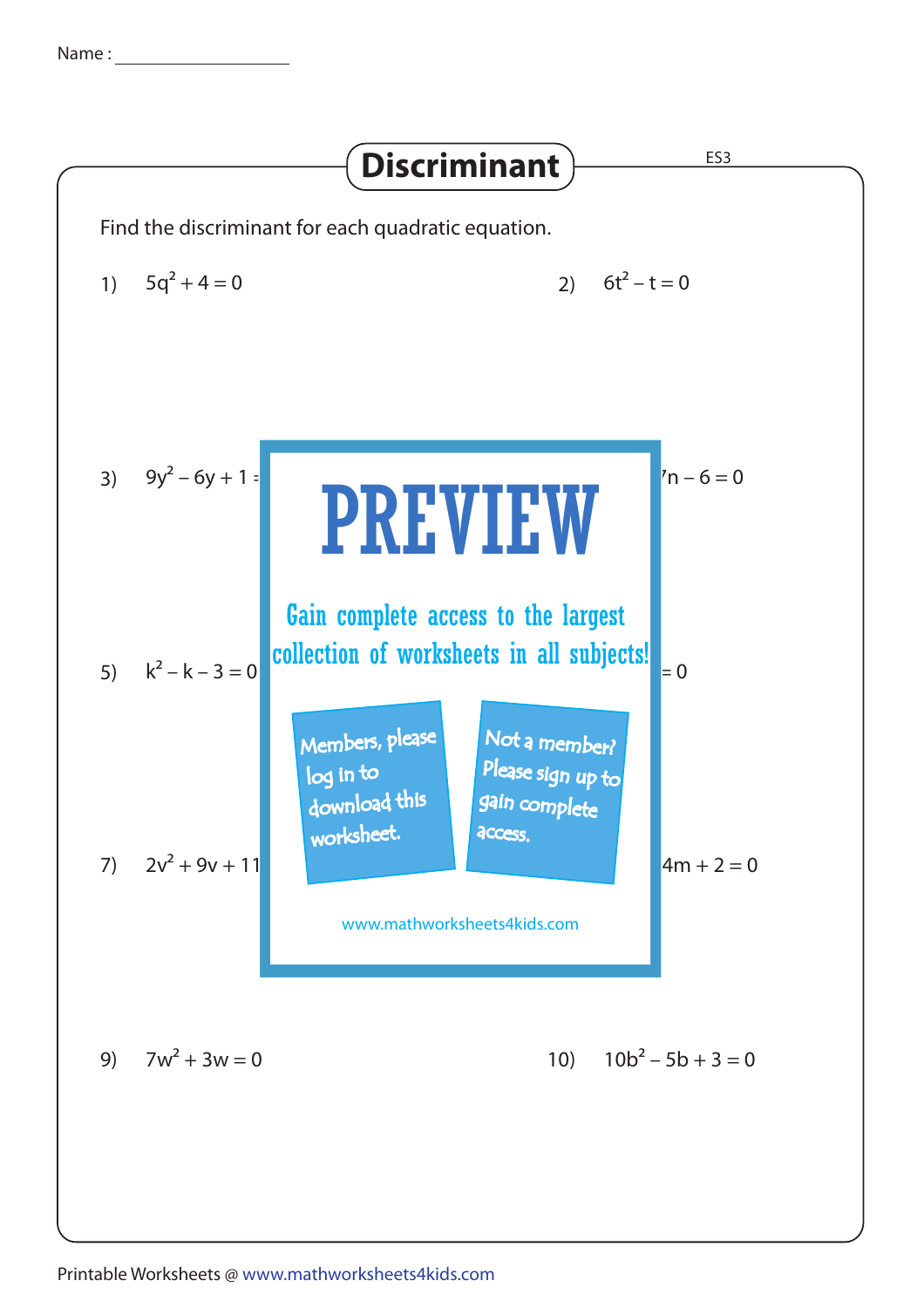Name : ___________________

# Discriminant

ES3

Find the discriminant for each quadratic equation.

1) $5q^2 + 4 = 0$

2) $6t^2 - t = 0$

3) $9y^2 - 6y + 1 =$

4) $n - 6 = 0$

5) $k^2 - k - 3 = 0$

6) $= 0$

7) $2v^2 + 9v + 11$

8) $4m + 2 = 0$

9) $7w^2 + 3w = 0$

10) $10b^2 - 5b + 3 = 0$

PREVIEW

Gain complete access to the largest collection of worksheets in all subjects!

Members, please log in to download this worksheet.

Not a member? Please sign up to gain complete access.

www.mathworksheets4kids.com

Printable Worksheets @ www.mathworksheets4kids.com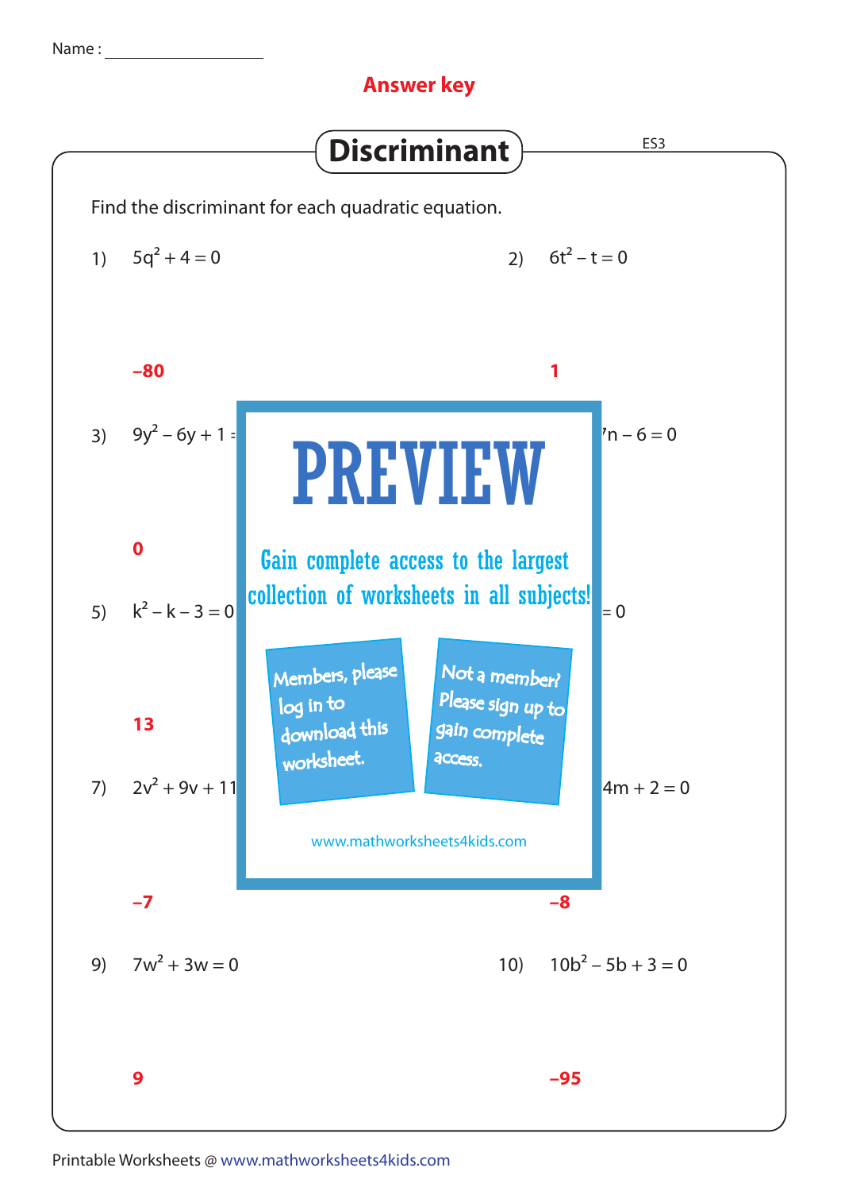Name : ___________________

**Answer key**

# Discriminant

ES3

Find the discriminant for each quadratic equation.

1) $5q^2 + 4 = 0$

**−80**

2) $6t^2 - t = 0$

**1**

3) $9y^2 - 6y + 1 =$

**0**

4) $n - 6 = 0$

5) $k^2 - k - 3 = 0$

**13**

6) $= 0$

7) $2v^2 + 9v + 11$

**−7**

8) $4m + 2 = 0$

**−8**

9) $7w^2 + 3w = 0$

**9**

10) $10b^2 - 5b + 3 = 0$

**−95**

PREVIEW

Gain complete access to the largest collection of worksheets in all subjects!

Members, please log in to download this worksheet.

Not a member? Please sign up to gain complete access.

www.mathworksheets4kids.com

Printable Worksheets @ www.mathworksheets4kids.com